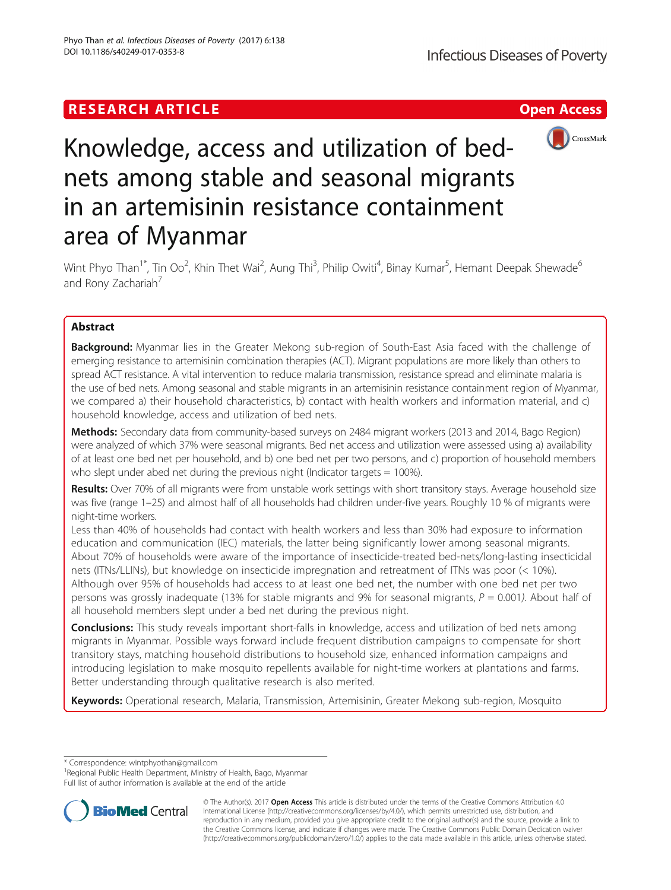RESEARCH ARTICLE

Open Access

# Knowledge, access and utilization of bed-nets among stable and seasonal migrants in an artemisinin resistance containment area of Myanmar

Wint Phyo Than[1*], Tin Oo[2], Khin Thet Wai[2], Aung Thi[3], Philip Owiti[4], Binay Kumar[5], Hemant Deepak Shewade[6] and Rony Zachariah[7]

## Abstract

**Background:** Myanmar lies in the Greater Mekong sub-region of South-East Asia faced with the challenge of emerging resistance to artemisinin combination therapies (ACT). Migrant populations are more likely than others to spread ACT resistance. A vital intervention to reduce malaria transmission, resistance spread and eliminate malaria is the use of bed nets. Among seasonal and stable migrants in an artemisinin resistance containment region of Myanmar, we compared a) their household characteristics, b) contact with health workers and information material, and c) household knowledge, access and utilization of bed nets.

**Methods:** Secondary data from community-based surveys on 2484 migrant workers (2013 and 2014, Bago Region) were analyzed of which 37% were seasonal migrants. Bed net access and utilization were assessed using a) availability of at least one bed net per household, and b) one bed net per two persons, and c) proportion of household members who slept under abed net during the previous night (Indicator targets = 100%).

**Results:** Over 70% of all migrants were from unstable work settings with short transitory stays. Average household size was five (range 1–25) and almost half of all households had children under-five years. Roughly 10 % of migrants were night-time workers.

Less than 40% of households had contact with health workers and less than 30% had exposure to information education and communication (IEC) materials, the latter being significantly lower among seasonal migrants. About 70% of households were aware of the importance of insecticide-treated bed-nets/long-lasting insecticidal nets (ITNs/LLINs), but knowledge on insecticide impregnation and retreatment of ITNs was poor (< 10%). Although over 95% of households had access to at least one bed net, the number with one bed net per two persons was grossly inadequate (13% for stable migrants and 9% for seasonal migrants, $P = 0.001$). About half of all household members slept under a bed net during the previous night.

**Conclusions:** This study reveals important short-falls in knowledge, access and utilization of bed nets among migrants in Myanmar. Possible ways forward include frequent distribution campaigns to compensate for short transitory stays, matching household distributions to household size, enhanced information campaigns and introducing legislation to make mosquito repellents available for night-time workers at plantations and farms. Better understanding through qualitative research is also merited.

**Keywords:** Operational research, Malaria, Transmission, Artemisinin, Greater Mekong sub-region, Mosquito

---

* Correspondence: wintphyothan@gmail.com
[1]Regional Public Health Department, Ministry of Health, Bago, Myanmar
Full list of author information is available at the end of the article

© The Author(s). 2017 **Open Access** This article is distributed under the terms of the Creative Commons Attribution 4.0 International License (http://creativecommons.org/licenses/by/4.0/), which permits unrestricted use, distribution, and reproduction in any medium, provided you give appropriate credit to the original author(s) and the source, provide a link to the Creative Commons license, and indicate if changes were made. The Creative Commons Public Domain Dedication waiver (http://creativecommons.org/publicdomain/zero/1.0/) applies to the data made available in this article, unless otherwise stated.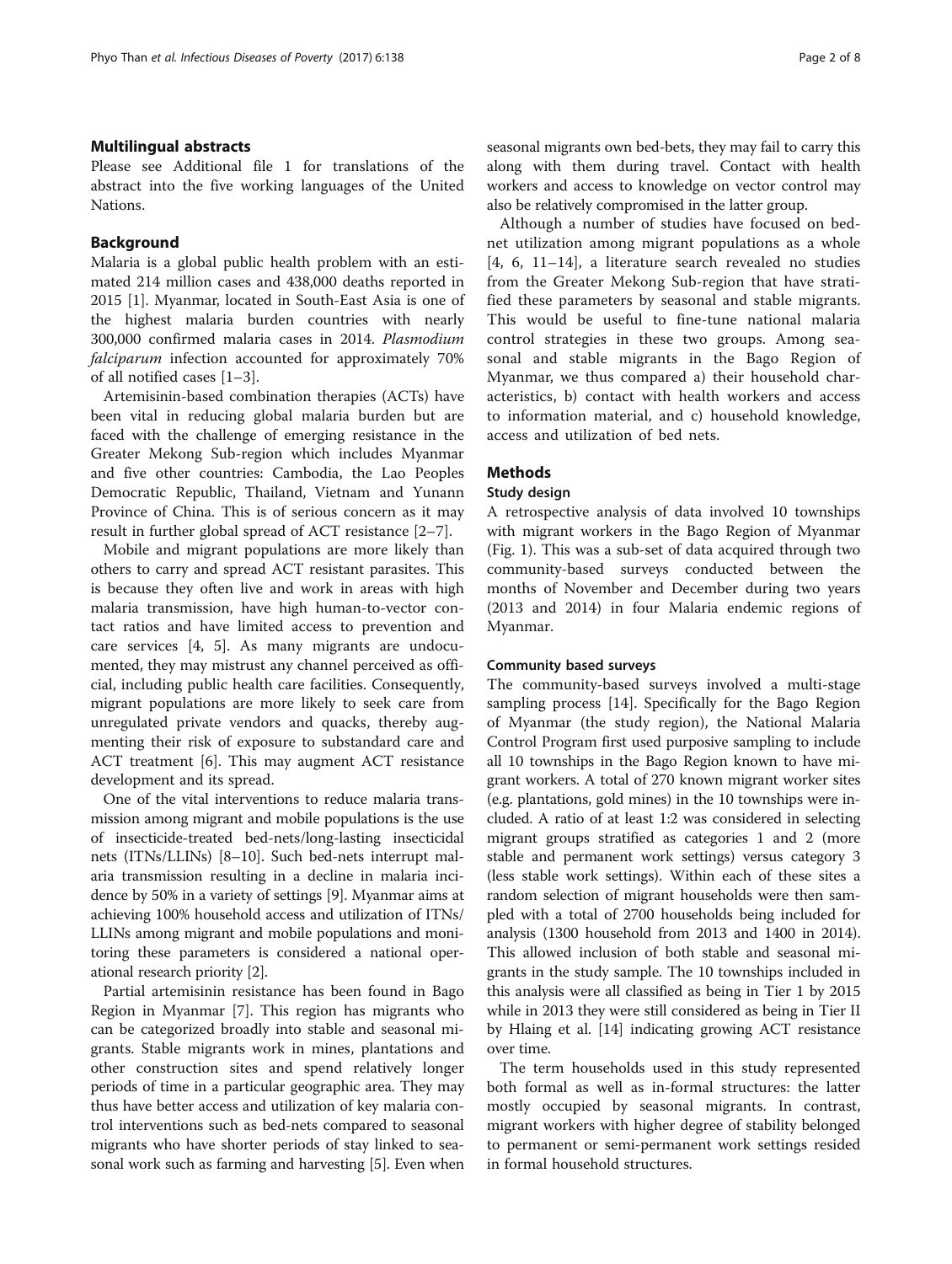### Multilingual abstracts

Please see Additional file 1 for translations of the abstract into the five working languages of the United Nations.

## Background

Malaria is a global public health problem with an estimated 214 million cases and 438,000 deaths reported in 2015 [1]. Myanmar, located in South-East Asia is one of the highest malaria burden countries with nearly 300,000 confirmed malaria cases in 2014. *Plasmodium falciparum* infection accounted for approximately 70% of all notified cases [1–3].

Artemisinin-based combination therapies (ACTs) have been vital in reducing global malaria burden but are faced with the challenge of emerging resistance in the Greater Mekong Sub-region which includes Myanmar and five other countries: Cambodia, the Lao Peoples Democratic Republic, Thailand, Vietnam and Yunann Province of China. This is of serious concern as it may result in further global spread of ACT resistance [2–7].

Mobile and migrant populations are more likely than others to carry and spread ACT resistant parasites. This is because they often live and work in areas with high malaria transmission, have high human-to-vector contact ratios and have limited access to prevention and care services [4, 5]. As many migrants are undocumented, they may mistrust any channel perceived as official, including public health care facilities. Consequently, migrant populations are more likely to seek care from unregulated private vendors and quacks, thereby augmenting their risk of exposure to substandard care and ACT treatment [6]. This may augment ACT resistance development and its spread.

One of the vital interventions to reduce malaria transmission among migrant and mobile populations is the use of insecticide-treated bed-nets/long-lasting insecticidal nets (ITNs/LLINs) [8–10]. Such bed-nets interrupt malaria transmission resulting in a decline in malaria incidence by 50% in a variety of settings [9]. Myanmar aims at achieving 100% household access and utilization of ITNs/LLINs among migrant and mobile populations and monitoring these parameters is considered a national operational research priority [2].

Partial artemisinin resistance has been found in Bago Region in Myanmar [7]. This region has migrants who can be categorized broadly into stable and seasonal migrants. Stable migrants work in mines, plantations and other construction sites and spend relatively longer periods of time in a particular geographic area. They may thus have better access and utilization of key malaria control interventions such as bed-nets compared to seasonal migrants who have shorter periods of stay linked to seasonal work such as farming and harvesting [5]. Even when seasonal migrants own bed-bets, they may fail to carry this along with them during travel. Contact with health workers and access to knowledge on vector control may also be relatively compromised in the latter group.

Although a number of studies have focused on bed-net utilization among migrant populations as a whole [4, 6, 11–14], a literature search revealed no studies from the Greater Mekong Sub-region that have stratified these parameters by seasonal and stable migrants. This would be useful to fine-tune national malaria control strategies in these two groups. Among seasonal and stable migrants in the Bago Region of Myanmar, we thus compared a) their household characteristics, b) contact with health workers and access to information material, and c) household knowledge, access and utilization of bed nets.

## Methods

### Study design

A retrospective analysis of data involved 10 townships with migrant workers in the Bago Region of Myanmar (Fig. 1). This was a sub-set of data acquired through two community-based surveys conducted between the months of November and December during two years (2013 and 2014) in four Malaria endemic regions of Myanmar.

### Community based surveys

The community-based surveys involved a multi-stage sampling process [14]. Specifically for the Bago Region of Myanmar (the study region), the National Malaria Control Program first used purposive sampling to include all 10 townships in the Bago Region known to have migrant workers. A total of 270 known migrant worker sites (e.g. plantations, gold mines) in the 10 townships were included. A ratio of at least 1:2 was considered in selecting migrant groups stratified as categories 1 and 2 (more stable and permanent work settings) versus category 3 (less stable work settings). Within each of these sites a random selection of migrant households were then sampled with a total of 2700 households being included for analysis (1300 household from 2013 and 1400 in 2014). This allowed inclusion of both stable and seasonal migrants in the study sample. The 10 townships included in this analysis were all classified as being in Tier 1 by 2015 while in 2013 they were still considered as being in Tier II by Hlaing et al. [14] indicating growing ACT resistance over time.

The term households used in this study represented both formal as well as in-formal structures: the latter mostly occupied by seasonal migrants. In contrast, migrant workers with higher degree of stability belonged to permanent or semi-permanent work settings resided in formal household structures.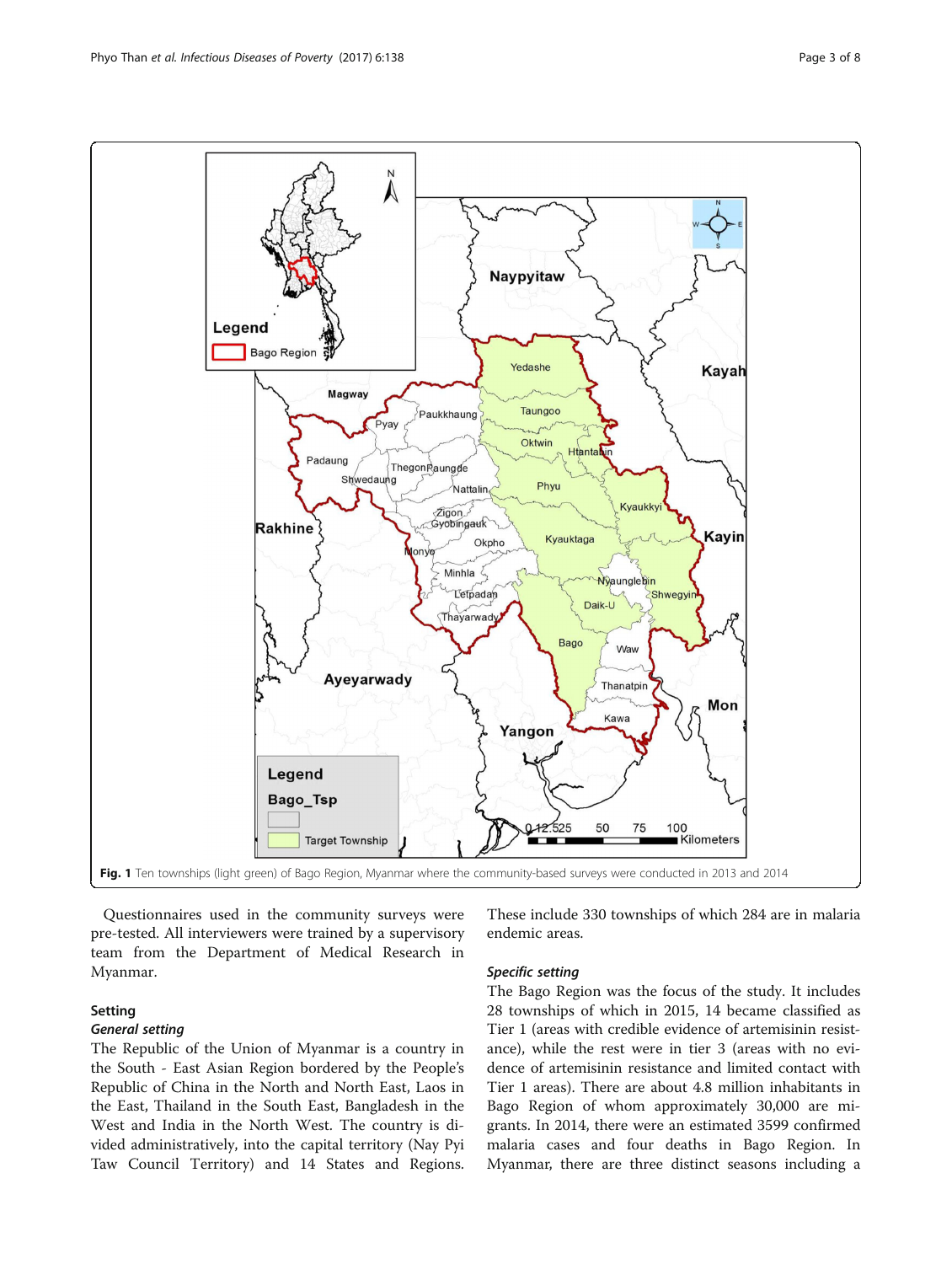Fig. 1 Ten townships (light green) of Bago Region, Myanmar where the community-based surveys were conducted in 2013 and 2014

Questionnaires used in the community surveys were pre-tested. All interviewers were trained by a supervisory team from the Department of Medical Research in Myanmar.

## Setting

### *General setting*

The Republic of the Union of Myanmar is a country in the South - East Asian Region bordered by the People's Republic of China in the North and North East, Laos in the East, Thailand in the South East, Bangladesh in the West and India in the North West. The country is divided administratively, into the capital territory (Nay Pyi Taw Council Territory) and 14 States and Regions. These include 330 townships of which 284 are in malaria endemic areas.

### *Specific setting*

The Bago Region was the focus of the study. It includes 28 townships of which in 2015, 14 became classified as Tier 1 (areas with credible evidence of artemisinin resistance), while the rest were in tier 3 (areas with no evidence of artemisinin resistance and limited contact with Tier 1 areas). There are about 4.8 million inhabitants in Bago Region of whom approximately 30,000 are migrants. In 2014, there were an estimated 3599 confirmed malaria cases and four deaths in Bago Region. In Myanmar, there are three distinct seasons including a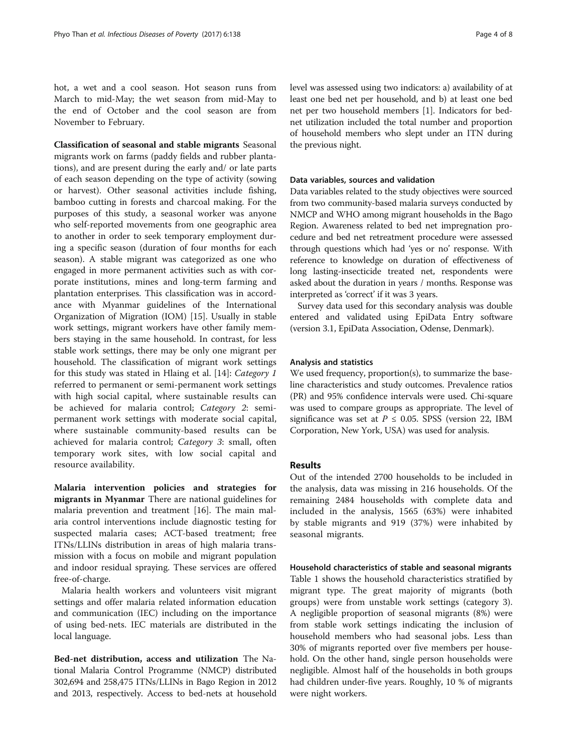hot, a wet and a cool season. Hot season runs from March to mid-May; the wet season from mid-May to the end of October and the cool season are from November to February.

**Classification of seasonal and stable migrants** Seasonal migrants work on farms (paddy fields and rubber plantations), and are present during the early and/ or late parts of each season depending on the type of activity (sowing or harvest). Other seasonal activities include fishing, bamboo cutting in forests and charcoal making. For the purposes of this study, a seasonal worker was anyone who self-reported movements from one geographic area to another in order to seek temporary employment during a specific season (duration of four months for each season). A stable migrant was categorized as one who engaged in more permanent activities such as with corporate institutions, mines and long-term farming and plantation enterprises. This classification was in accordance with Myanmar guidelines of the International Organization of Migration (IOM) [15]. Usually in stable work settings, migrant workers have other family members staying in the same household. In contrast, for less stable work settings, there may be only one migrant per household. The classification of migrant work settings for this study was stated in Hlaing et al. [14]: *Category 1* referred to permanent or semi-permanent work settings with high social capital, where sustainable results can be achieved for malaria control; *Category 2*: semi-permanent work settings with moderate social capital, where sustainable community-based results can be achieved for malaria control; *Category 3*: small, often temporary work sites, with low social capital and resource availability.

**Malaria intervention policies and strategies for migrants in Myanmar** There are national guidelines for malaria prevention and treatment [16]. The main malaria control interventions include diagnostic testing for suspected malaria cases; ACT-based treatment; free ITNs/LLINs distribution in areas of high malaria transmission with a focus on mobile and migrant population and indoor residual spraying. These services are offered free-of-charge.

Malaria health workers and volunteers visit migrant settings and offer malaria related information education and communication (IEC) including on the importance of using bed-nets. IEC materials are distributed in the local language.

**Bed-net distribution, access and utilization** The National Malaria Control Programme (NMCP) distributed 302,694 and 258,475 ITNs/LLINs in Bago Region in 2012 and 2013, respectively. Access to bed-nets at household level was assessed using two indicators: a) availability of at least one bed net per household, and b) at least one bed net per two household members [1]. Indicators for bed-net utilization included the total number and proportion of household members who slept under an ITN during the previous night.

### Data variables, sources and validation

Data variables related to the study objectives were sourced from two community-based malaria surveys conducted by NMCP and WHO among migrant households in the Bago Region. Awareness related to bed net impregnation procedure and bed net retreatment procedure were assessed through questions which had 'yes or no' response. With reference to knowledge on duration of effectiveness of long lasting-insecticide treated net, respondents were asked about the duration in years / months. Response was interpreted as 'correct' if it was 3 years.

Survey data used for this secondary analysis was double entered and validated using EpiData Entry software (version 3.1, EpiData Association, Odense, Denmark).

### Analysis and statistics

We used frequency, proportion(s), to summarize the baseline characteristics and study outcomes. Prevalence ratios (PR) and 95% confidence intervals were used. Chi-square was used to compare groups as appropriate. The level of significance was set at $P \leq 0.05$. SPSS (version 22, IBM Corporation, New York, USA) was used for analysis.

## Results

Out of the intended 2700 households to be included in the analysis, data was missing in 216 households. Of the remaining 2484 households with complete data and included in the analysis, 1565 (63%) were inhabited by stable migrants and 919 (37%) were inhabited by seasonal migrants.

### Household characteristics of stable and seasonal migrants

Table 1 shows the household characteristics stratified by migrant type. The great majority of migrants (both groups) were from unstable work settings (category 3). A negligible proportion of seasonal migrants (8%) were from stable work settings indicating the inclusion of household members who had seasonal jobs. Less than 30% of migrants reported over five members per household. On the other hand, single person households were negligible. Almost half of the households in both groups had children under-five years. Roughly, 10 % of migrants were night workers.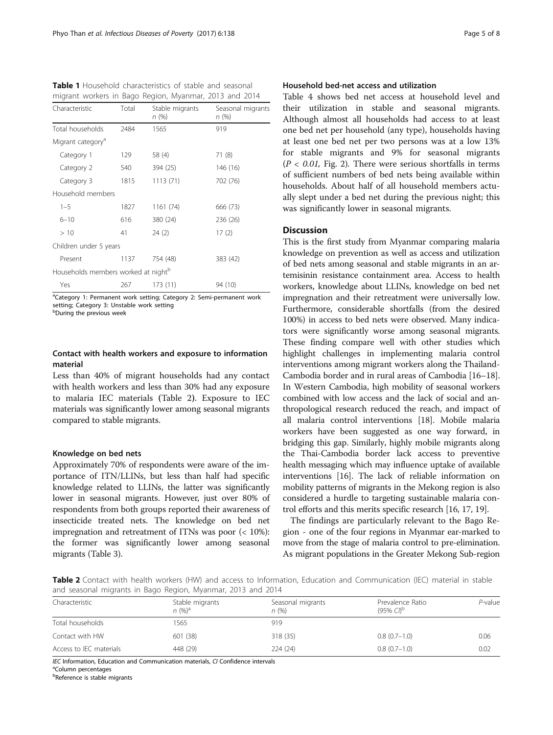**Table 1** Household characteristics of stable and seasonal migrant workers in Bago Region, Myanmar, 2013 and 2014

| Characteristic | Total | Stable migrants n (%) | Seasonal migrants n (%) |
|---|---|---|---|
| Total households | 2484 | 1565 | 919 |
| Migrant category[a] | | | |
| Category 1 | 129 | 58 (4) | 71 (8) |
| Category 2 | 540 | 394 (25) | 146 (16) |
| Category 3 | 1815 | 1113 (71) | 702 (76) |
| Household members | | | |
| 1–5 | 1827 | 1161 (74) | 666 (73) |
| 6–10 | 616 | 380 (24) | 236 (26) |
| > 10 | 41 | 24 (2) | 17 (2) |
| Children under 5 years | | | |
| Present | 1137 | 754 (48) | 383 (42) |
| Households members worked at night[b] | | | |
| Yes | 267 | 173 (11) | 94 (10) |

[a]Category 1: Permanent work setting; Category 2: Semi-permanent work setting; Category 3: Unstable work setting
[b]During the previous week

### Contact with health workers and exposure to information material

Less than 40% of migrant households had any contact with health workers and less than 30% had any exposure to malaria IEC materials (Table 2). Exposure to IEC materials was significantly lower among seasonal migrants compared to stable migrants.

### Knowledge on bed nets

Approximately 70% of respondents were aware of the importance of ITN/LLINs, but less than half had specific knowledge related to LLINs, the latter was significantly lower in seasonal migrants. However, just over 80% of respondents from both groups reported their awareness of insecticide treated nets. The knowledge on bed net impregnation and retreatment of ITNs was poor (< 10%): the former was significantly lower among seasonal migrants (Table 3).

### Household bed-net access and utilization

Table 4 shows bed net access at household level and their utilization in stable and seasonal migrants. Although almost all households had access to at least one bed net per household (any type), households having at least one bed net per two persons was at a low 13% for stable migrants and 9% for seasonal migrants ($P < 0.01$, Fig. 2). There were serious shortfalls in terms of sufficient numbers of bed nets being available within households. About half of all household members actually slept under a bed net during the previous night; this was significantly lower in seasonal migrants.

## Discussion

This is the first study from Myanmar comparing malaria knowledge on prevention as well as access and utilization of bed nets among seasonal and stable migrants in an artemisinin resistance containment area. Access to health workers, knowledge about LLINs, knowledge on bed net impregnation and their retreatment were universally low. Furthermore, considerable shortfalls (from the desired 100%) in access to bed nets were observed. Many indicators were significantly worse among seasonal migrants. These finding compare well with other studies which highlight challenges in implementing malaria control interventions among migrant workers along the Thailand-Cambodia border and in rural areas of Cambodia [16–18]. In Western Cambodia, high mobility of seasonal workers combined with low access and the lack of social and anthropological research reduced the reach, and impact of all malaria control interventions [18]. Mobile malaria workers have been suggested as one way forward, in bridging this gap. Similarly, highly mobile migrants along the Thai-Cambodia border lack access to preventive health messaging which may influence uptake of available interventions [16]. The lack of reliable information on mobility patterns of migrants in the Mekong region is also considered a hurdle to targeting sustainable malaria control efforts and this merits specific research [16, 17, 19].

The findings are particularly relevant to the Bago Region - one of the four regions in Myanmar ear-marked to move from the stage of malaria control to pre-elimination. As migrant populations in the Greater Mekong Sub-region

**Table 2** Contact with health workers (HW) and access to Information, Education and Communication (IEC) material in stable and seasonal migrants in Bago Region, Myanmar, 2013 and 2014

| Characteristic | Stable migrants n (%)[a] | Seasonal migrants n (%) | Prevalence Ratio (95% CI)[b] | P-value |
|---|---|---|---|---|
| Total households | 1565 | 919 | | |
| Contact with HW | 601 (38) | 318 (35) | 0.8 (0.7–1.0) | 0.06 |
| Access to IEC materials | 448 (29) | 224 (24) | 0.8 (0.7–1.0) | 0.02 |

*IEC* Information, Education and Communication materials, *CI* Confidence intervals
[a]Column percentages
[b]Reference is stable migrants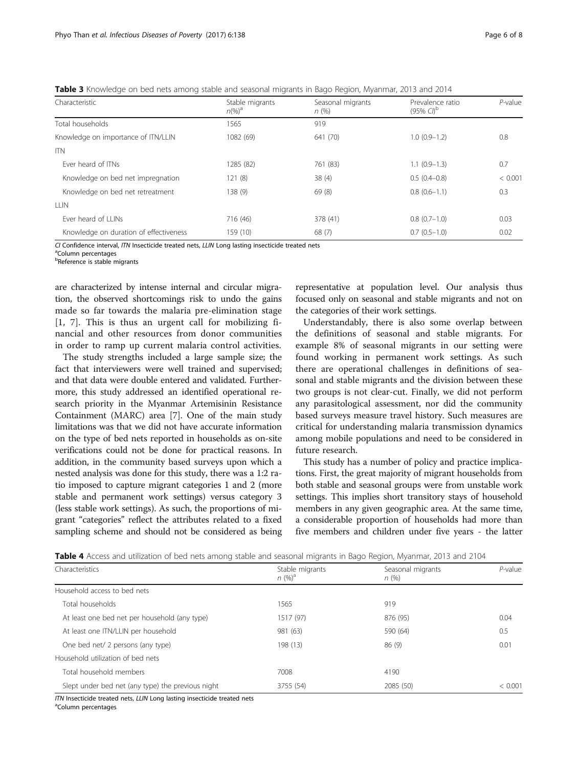**Table 3** Knowledge on bed nets among stable and seasonal migrants in Bago Region, Myanmar, 2013 and 2014

| Characteristic | Stable migrants $n$(%)[a] | Seasonal migrants $n$ (%) | Prevalence ratio (95% CI)[b] | P-value |
|---|---|---|---|---|
| Total households | 1565 | 919 | | |
| Knowledge on importance of ITN/LLIN | 1082 (69) | 641 (70) | 1.0 (0.9–1.2) | 0.8 |
| ITN | | | | |
| Ever heard of ITNs | 1285 (82) | 761 (83) | 1.1 (0.9–1.3) | 0.7 |
| Knowledge on bed net impregnation | 121 (8) | 38 (4) | 0.5 (0.4–0.8) | < 0.001 |
| Knowledge on bed net retreatment | 138 (9) | 69 (8) | 0.8 (0.6–1.1) | 0.3 |
| LLIN | | | | |
| Ever heard of LLINs | 716 (46) | 378 (41) | 0.8 (0.7–1.0) | 0.03 |
| Knowledge on duration of effectiveness | 159 (10) | 68 (7) | 0.7 (0.5–1.0) | 0.02 |

*CI* Confidence interval, *ITN* Insecticide treated nets, *LLIN* Long lasting insecticide treated nets
[a]Column percentages
[b]Reference is stable migrants

are characterized by intense internal and circular migration, the observed shortcomings risk to undo the gains made so far towards the malaria pre-elimination stage [1, 7]. This is thus an urgent call for mobilizing financial and other resources from donor communities in order to ramp up current malaria control activities.

The study strengths included a large sample size; the fact that interviewers were well trained and supervised; and that data were double entered and validated. Furthermore, this study addressed an identified operational research priority in the Myanmar Artemisinin Resistance Containment (MARC) area [7]. One of the main study limitations was that we did not have accurate information on the type of bed nets reported in households as on-site verifications could not be done for practical reasons. In addition, in the community based surveys upon which a nested analysis was done for this study, there was a 1:2 ratio imposed to capture migrant categories 1 and 2 (more stable and permanent work settings) versus category 3 (less stable work settings). As such, the proportions of migrant "categories" reflect the attributes related to a fixed sampling scheme and should not be considered as being representative at population level. Our analysis thus focused only on seasonal and stable migrants and not on the categories of their work settings.

Understandably, there is also some overlap between the definitions of seasonal and stable migrants. For example 8% of seasonal migrants in our setting were found working in permanent work settings. As such there are operational challenges in definitions of seasonal and stable migrants and the division between these two groups is not clear-cut. Finally, we did not perform any parasitological assessment, nor did the community based surveys measure travel history. Such measures are critical for understanding malaria transmission dynamics among mobile populations and need to be considered in future research.

This study has a number of policy and practice implications. First, the great majority of migrant households from both stable and seasonal groups were from unstable work settings. This implies short transitory stays of household members in any given geographic area. At the same time, a considerable proportion of households had more than five members and children under five years - the latter

**Table 4** Access and utilization of bed nets among stable and seasonal migrants in Bago Region, Myanmar, 2013 and 2104

| Characteristics | Stable migrants $n$ (%)[a] | Seasonal migrants $n$ (%) | P-value |
|---|---|---|---|
| Household access to bed nets | | | |
| Total households | 1565 | 919 | |
| At least one bed net per household (any type) | 1517 (97) | 876 (95) | 0.04 |
| At least one ITN/LLIN per household | 981 (63) | 590 (64) | 0.5 |
| One bed net/ 2 persons (any type) | 198 (13) | 86 (9) | 0.01 |
| Household utilization of bed nets | | | |
| Total household members | 7008 | 4190 | |
| Slept under bed net (any type) the previous night | 3755 (54) | 2085 (50) | < 0.001 |

*ITN* Insecticide treated nets, *LLIN* Long lasting insecticide treated nets
[a]Column percentages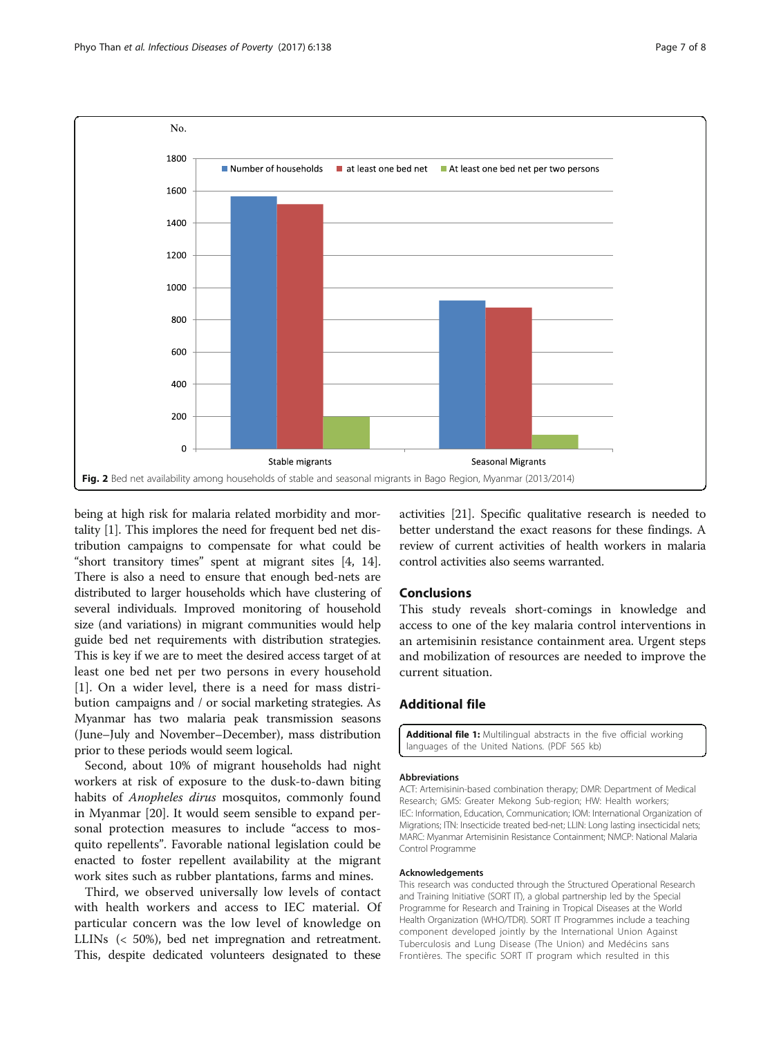Fig. 2 Bed net availability among households of stable and seasonal migrants in Bago Region, Myanmar (2013/2014)

being at high risk for malaria related morbidity and mortality [1]. This implores the need for frequent bed net distribution campaigns to compensate for what could be "short transitory times" spent at migrant sites [4, 14]. There is also a need to ensure that enough bed-nets are distributed to larger households which have clustering of several individuals. Improved monitoring of household size (and variations) in migrant communities would help guide bed net requirements with distribution strategies. This is key if we are to meet the desired access target of at least one bed net per two persons in every household [1]. On a wider level, there is a need for mass distribution campaigns and / or social marketing strategies. As Myanmar has two malaria peak transmission seasons (June–July and November–December), mass distribution prior to these periods would seem logical.

Second, about 10% of migrant households had night workers at risk of exposure to the dusk-to-dawn biting habits of *Anopheles dirus* mosquitos, commonly found in Myanmar [20]. It would seem sensible to expand personal protection measures to include "access to mosquito repellents". Favorable national legislation could be enacted to foster repellent availability at the migrant work sites such as rubber plantations, farms and mines.

Third, we observed universally low levels of contact with health workers and access to IEC material. Of particular concern was the low level of knowledge on LLINs (< 50%), bed net impregnation and retreatment. This, despite dedicated volunteers designated to these activities [21]. Specific qualitative research is needed to better understand the exact reasons for these findings. A review of current activities of health workers in malaria control activities also seems warranted.

## Conclusions

This study reveals short-comings in knowledge and access to one of the key malaria control interventions in an artemisinin resistance containment area. Urgent steps and mobilization of resources are needed to improve the current situation.

## Additional file

**Additional file 1:** Multilingual abstracts in the five official working languages of the United Nations. (PDF 565 kb)

### Abbreviations

ACT: Artemisinin-based combination therapy; DMR: Department of Medical Research; GMS: Greater Mekong Sub-region; HW: Health workers; IEC: Information, Education, Communication; IOM: International Organization of Migrations; ITN: Insecticide treated bed-net; LLIN: Long lasting insecticidal nets; MARC: Myanmar Artemisinin Resistance Containment; NMCP: National Malaria Control Programme

### Acknowledgements

This research was conducted through the Structured Operational Research and Training Initiative (SORT IT), a global partnership led by the Special Programme for Research and Training in Tropical Diseases at the World Health Organization (WHO/TDR). SORT IT Programmes include a teaching component developed jointly by the International Union Against Tuberculosis and Lung Disease (The Union) and Medécins sans Frontières. The specific SORT IT program which resulted in this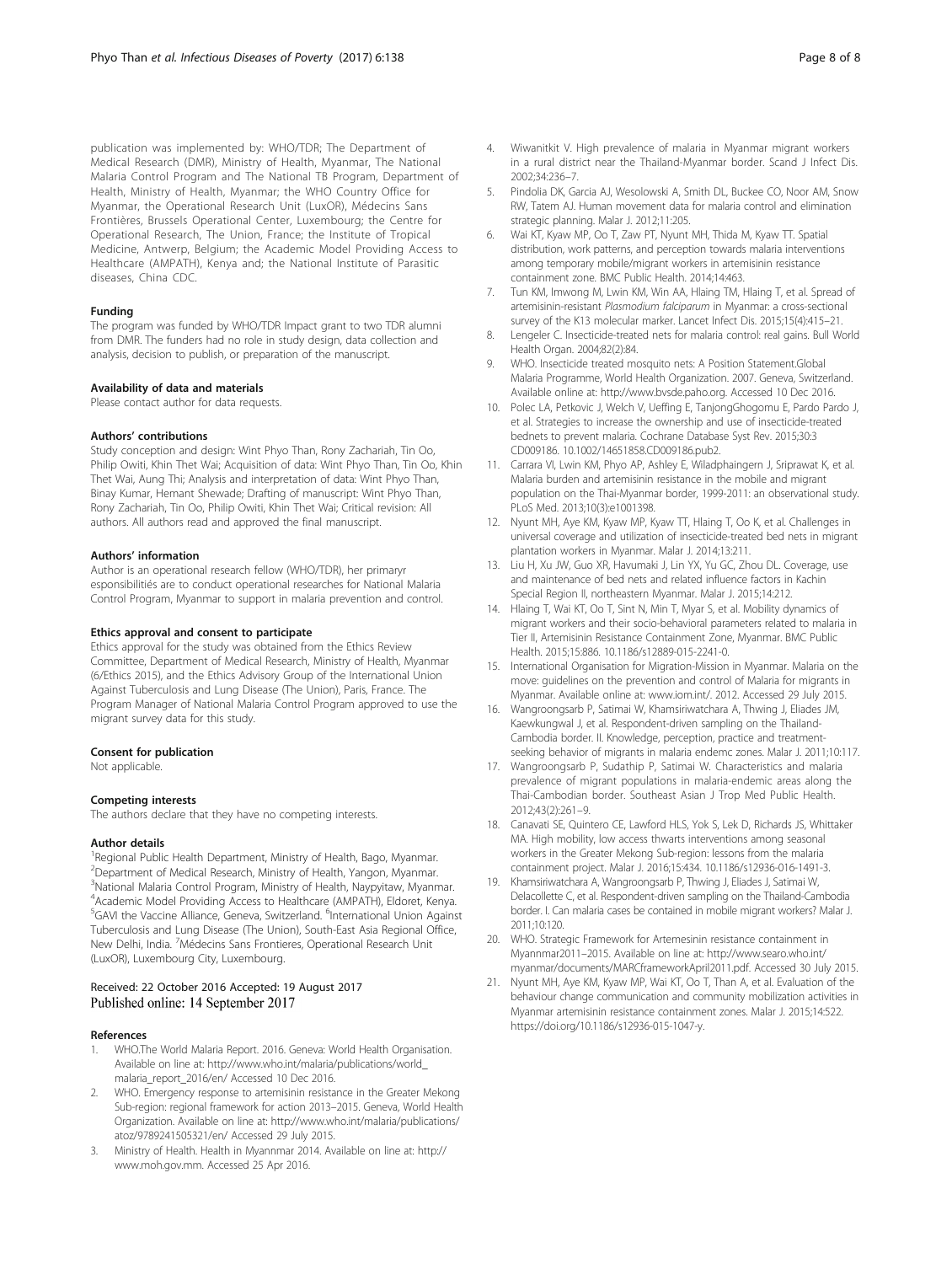publication was implemented by: WHO/TDR; The Department of Medical Research (DMR), Ministry of Health, Myanmar, The National Malaria Control Program and The National TB Program, Department of Health, Ministry of Health, Myanmar; the WHO Country Office for Myanmar, the Operational Research Unit (LuxOR), Médecins Sans Frontières, Brussels Operational Center, Luxembourg; the Centre for Operational Research, The Union, France; the Institute of Tropical Medicine, Antwerp, Belgium; the Academic Model Providing Access to Healthcare (AMPATH), Kenya and; the National Institute of Parasitic diseases, China CDC.

#### Funding

The program was funded by WHO/TDR Impact grant to two TDR alumni from DMR. The funders had no role in study design, data collection and analysis, decision to publish, or preparation of the manuscript.

#### Availability of data and materials

Please contact author for data requests.

#### Authors' contributions

Study conception and design: Wint Phyo Than, Rony Zachariah, Tin Oo, Philip Owiti, Khin Thet Wai; Acquisition of data: Wint Phyo Than, Tin Oo, Khin Thet Wai, Aung Thi; Analysis and interpretation of data: Wint Phyo Than, Binay Kumar, Hemant Shewade; Drafting of manuscript: Wint Phyo Than, Rony Zachariah, Tin Oo, Philip Owiti, Khin Thet Wai; Critical revision: All authors. All authors read and approved the final manuscript.

#### Authors' information

Author is an operational research fellow (WHO/TDR), her primaryr esponsibilitiés are to conduct operational researches for National Malaria Control Program, Myanmar to support in malaria prevention and control.

#### Ethics approval and consent to participate

Ethics approval for the study was obtained from the Ethics Review Committee, Department of Medical Research, Ministry of Health, Myanmar (6/Ethics 2015), and the Ethics Advisory Group of the International Union Against Tuberculosis and Lung Disease (The Union), Paris, France. The Program Manager of National Malaria Control Program approved to use the migrant survey data for this study.

#### Consent for publication

Not applicable.

#### Competing interests

The authors declare that they have no competing interests.

#### Author details

[1]Regional Public Health Department, Ministry of Health, Bago, Myanmar. [2]Department of Medical Research, Ministry of Health, Yangon, Myanmar. [3]National Malaria Control Program, Ministry of Health, Naypyitaw, Myanmar. [4]Academic Model Providing Access to Healthcare (AMPATH), Eldoret, Kenya. [5]GAVI the Vaccine Alliance, Geneva, Switzerland. [6]International Union Against Tuberculosis and Lung Disease (The Union), South-East Asia Regional Office, New Delhi, India. [7]Médecins Sans Frontieres, Operational Research Unit (LuxOR), Luxembourg City, Luxembourg.

Received: 22 October 2016 Accepted: 19 August 2017
Published online: 14 September 2017

#### References

1. WHO.The World Malaria Report. 2016. Geneva: World Health Organisation. Available on line at: http://www.who.int/malaria/publications/world_malaria_report_2016/en/ Accessed 10 Dec 2016.
2. WHO. Emergency response to artemisinin resistance in the Greater Mekong Sub-region: regional framework for action 2013–2015. Geneva, World Health Organization. Available on line at: http://www.who.int/malaria/publications/atoz/9789241505321/en/ Accessed 29 July 2015.
3. Ministry of Health. Health in Myannmar 2014. Available on line at: http://www.moh.gov.mm. Accessed 25 Apr 2016.
4. Wiwanitkit V. High prevalence of malaria in Myanmar migrant workers in a rural district near the Thailand-Myanmar border. Scand J Infect Dis. 2002;34:236–7.
5. Pindolia DK, Garcia AJ, Wesolowski A, Smith DL, Buckee CO, Noor AM, Snow RW, Tatem AJ. Human movement data for malaria control and elimination strategic planning. Malar J. 2012;11:205.
6. Wai KT, Kyaw MP, Oo T, Zaw PT, Nyunt MH, Thida M, Kyaw TT. Spatial distribution, work patterns, and perception towards malaria interventions among temporary mobile/migrant workers in artemisinin resistance containment zone. BMC Public Health. 2014;14:463.
7. Tun KM, Imwong M, Lwin KM, Win AA, Hlaing TM, Hlaing T, et al. Spread of artemisinin-resistant *Plasmodium falciparum* in Myanmar: a cross-sectional survey of the K13 molecular marker. Lancet Infect Dis. 2015;15(4):415–21.
8. Lengeler C. Insecticide-treated nets for malaria control: real gains. Bull World Health Organ. 2004;82(2):84.
9. WHO. Insecticide treated mosquito nets: A Position Statement.Global Malaria Programme, World Health Organization. 2007. Geneva, Switzerland. Available online at: http://www.bvsde.paho.org. Accessed 10 Dec 2016.
10. Polec LA, Petkovic J, Welch V, Ueffing E, TanjongGhogomu E, Pardo Pardo J, et al. Strategies to increase the ownership and use of insecticide-treated bednets to prevent malaria. Cochrane Database Syst Rev. 2015;30:3 CD009186. 10.1002/14651858.CD009186.pub2.
11. Carrara VI, Lwin KM, Phyo AP, Ashley E, Wiladphaingern J, Sriprawat K, et al. Malaria burden and artemisinin resistance in the mobile and migrant population on the Thai-Myanmar border, 1999-2011: an observational study. PLoS Med. 2013;10(3):e1001398.
12. Nyunt MH, Aye KM, Kyaw MP, Kyaw TT, Hlaing T, Oo K, et al. Challenges in universal coverage and utilization of insecticide-treated bed nets in migrant plantation workers in Myanmar. Malar J. 2014;13:211.
13. Liu H, Xu JW, Guo XR, Havumaki J, Lin YX, Yu GC, Zhou DL. Coverage, use and maintenance of bed nets and related influence factors in Kachin Special Region II, northeastern Myanmar. Malar J. 2015;14:212.
14. Hlaing T, Wai KT, Oo T, Sint N, Min T, Myar S, et al. Mobility dynamics of migrant workers and their socio-behavioral parameters related to malaria in Tier II, Artemisinin Resistance Containment Zone, Myanmar. BMC Public Health. 2015;15:886. 10.1186/s12889-015-2241-0.
15. International Organisation for Migration-Mission in Myanmar. Malaria on the move: guidelines on the prevention and control of Malaria for migrants in Myanmar. Available online at: www.iom.int/. 2012. Accessed 29 July 2015.
16. Wangroongsarb P, Satimai W, Khamsiriwatchara A, Thwing J, Eliades JM, Kaewkungwal J, et al. Respondent-driven sampling on the Thailand-Cambodia border. II. Knowledge, perception, practice and treatment-seeking behavior of migrants in malaria endemc zones. Malar J. 2011;10:117.
17. Wangroongsarb P, Sudathip P, Satimai W. Characteristics and malaria prevalence of migrant populations in malaria-endemic areas along the Thai-Cambodian border. Southeast Asian J Trop Med Public Health. 2012;43(2):261–9.
18. Canavati SE, Quintero CE, Lawford HLS, Yok S, Lek D, Richards JS, Whittaker MA. High mobility, low access thwarts interventions among seasonal workers in the Greater Mekong Sub-region: lessons from the malaria containment project. Malar J. 2016;15:434. 10.1186/s12936-016-1491-3.
19. Khamsiriwatchara A, Wangroongsarb P, Thwing J, Eliades J, Satimai W, Delacollette C, et al. Respondent-driven sampling on the Thailand-Cambodia border. I. Can malaria cases be contained in mobile migrant workers? Malar J. 2011;10:120.
20. WHO. Strategic Framework for Artemesinin resistance containment in Myannmar2011–2015. Available on line at: http://www.searo.who.int/myanmar/documents/MARCframeworkApril2011.pdf. Accessed 30 July 2015.
21. Nyunt MH, Aye KM, Kyaw MP, Wai KT, Oo T, Than A, et al. Evaluation of the behaviour change communication and community mobilization activities in Myanmar artemisinin resistance containment zones. Malar J. 2015;14:522. https://doi.org/10.1186/s12936-015-1047-y.